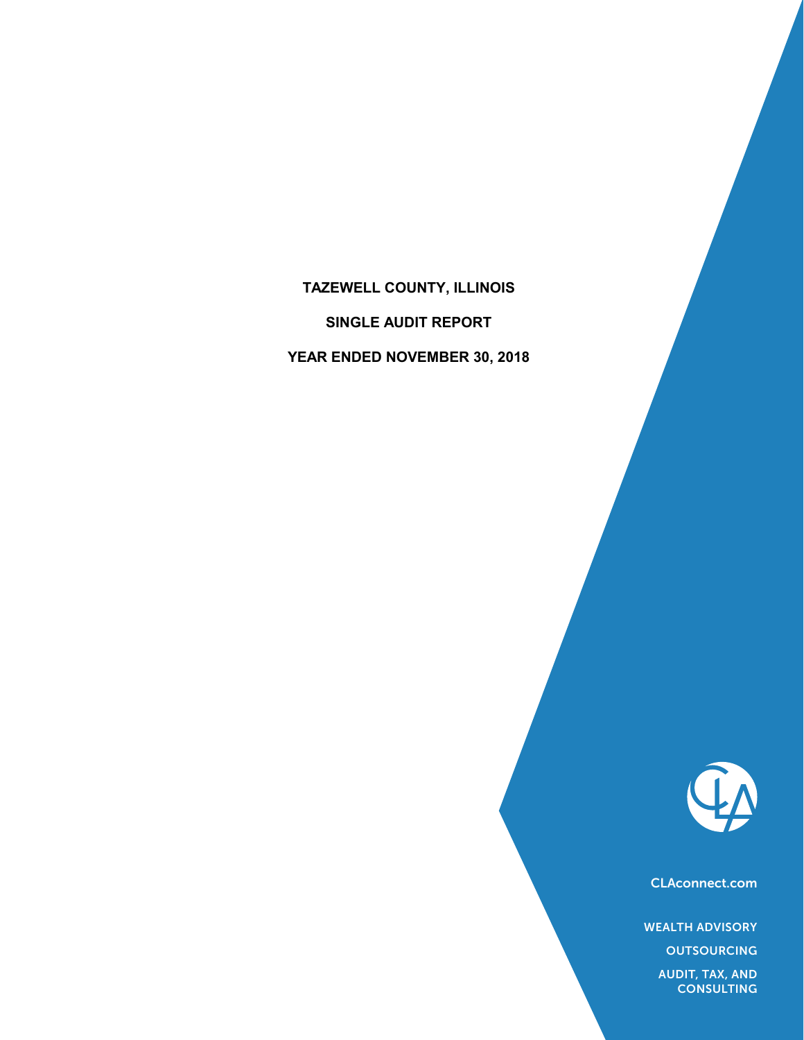# TAZEWELL COUNTY, ILLINOIS

## SINGLE AUDIT REPORT

## YEAR ENDED NOVEMBER 30, 2018

CLAconnect.com

WEALTH ADVISORY

OUTSOURCING

AUDIT, TAX, AND CONSULTING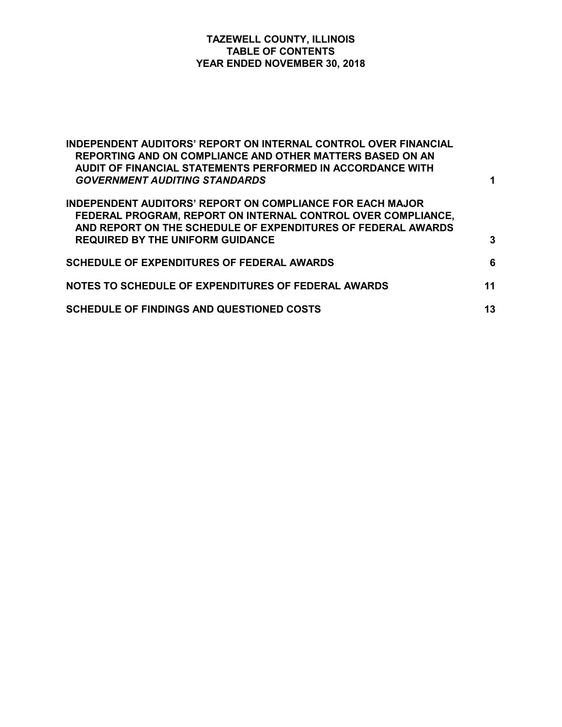# TAZEWELL COUNTY, ILLINOIS
## TABLE OF CONTENTS
### YEAR ENDED NOVEMBER 30, 2018

| | |
|---|---|
| **INDEPENDENT AUDITORS' REPORT ON INTERNAL CONTROL OVER FINANCIAL REPORTING AND ON COMPLIANCE AND OTHER MATTERS BASED ON AN AUDIT OF FINANCIAL STATEMENTS PERFORMED IN ACCORDANCE WITH *GOVERNMENT AUDITING STANDARDS*** | **1** |
| **INDEPENDENT AUDITORS' REPORT ON COMPLIANCE FOR EACH MAJOR FEDERAL PROGRAM, REPORT ON INTERNAL CONTROL OVER COMPLIANCE, AND REPORT ON THE SCHEDULE OF EXPENDITURES OF FEDERAL AWARDS REQUIRED BY THE UNIFORM GUIDANCE** | **3** |
| **SCHEDULE OF EXPENDITURES OF FEDERAL AWARDS** | **6** |
| **NOTES TO SCHEDULE OF EXPENDITURES OF FEDERAL AWARDS** | **11** |
| **SCHEDULE OF FINDINGS AND QUESTIONED COSTS** | **13** |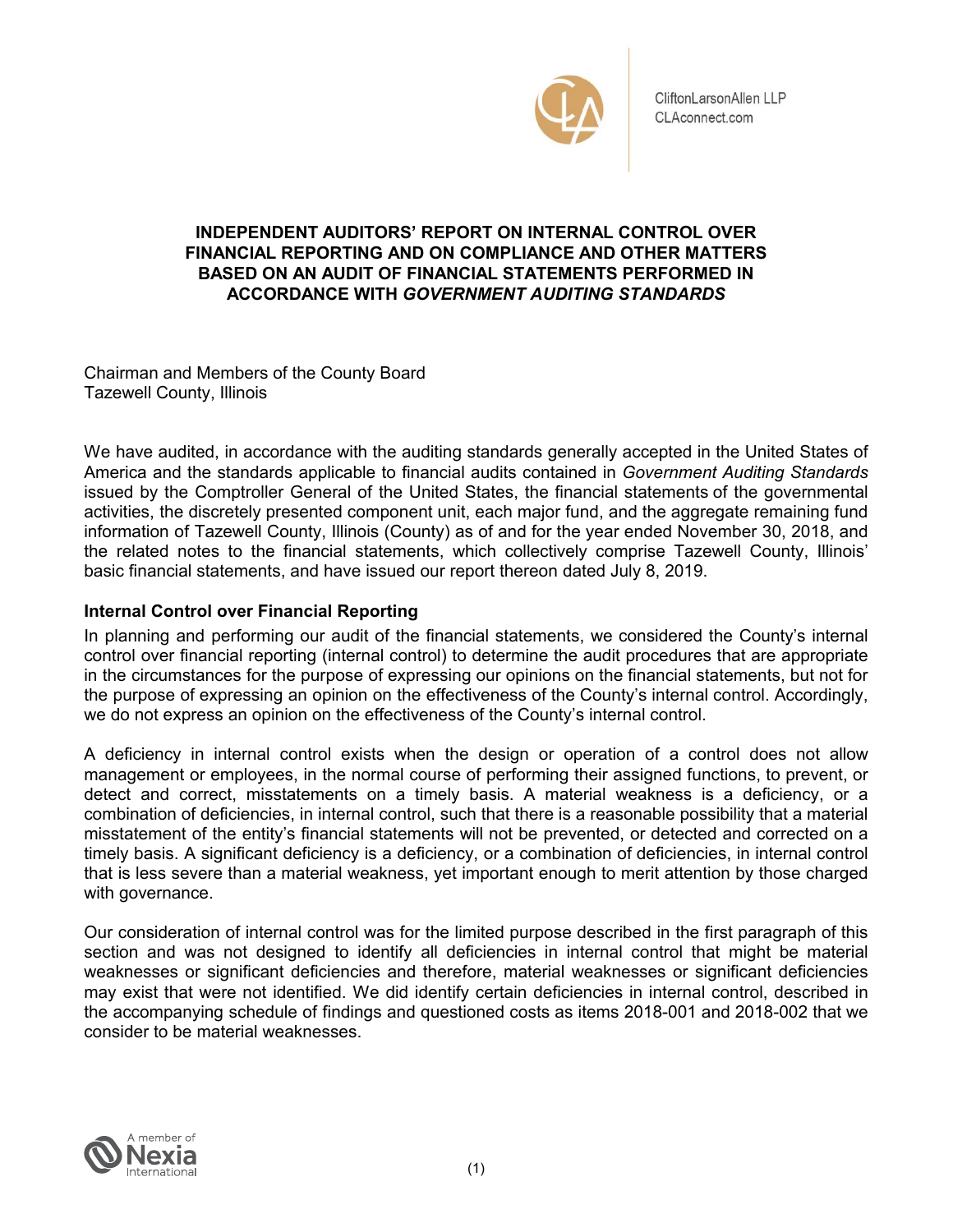CliftonLarsonAllen LLP
CLAconnect.com

# INDEPENDENT AUDITORS' REPORT ON INTERNAL CONTROL OVER FINANCIAL REPORTING AND ON COMPLIANCE AND OTHER MATTERS BASED ON AN AUDIT OF FINANCIAL STATEMENTS PERFORMED IN ACCORDANCE WITH *GOVERNMENT AUDITING STANDARDS*

Chairman and Members of the County Board
Tazewell County, Illinois

We have audited, in accordance with the auditing standards generally accepted in the United States of America and the standards applicable to financial audits contained in *Government Auditing Standards* issued by the Comptroller General of the United States, the financial statements of the governmental activities, the discretely presented component unit, each major fund, and the aggregate remaining fund information of Tazewell County, Illinois (County) as of and for the year ended November 30, 2018, and the related notes to the financial statements, which collectively comprise Tazewell County, Illinois' basic financial statements, and have issued our report thereon dated July 8, 2019.

## Internal Control over Financial Reporting

In planning and performing our audit of the financial statements, we considered the County's internal control over financial reporting (internal control) to determine the audit procedures that are appropriate in the circumstances for the purpose of expressing our opinions on the financial statements, but not for the purpose of expressing an opinion on the effectiveness of the County's internal control. Accordingly, we do not express an opinion on the effectiveness of the County's internal control.

A deficiency in internal control exists when the design or operation of a control does not allow management or employees, in the normal course of performing their assigned functions, to prevent, or detect and correct, misstatements on a timely basis. A material weakness is a deficiency, or a combination of deficiencies, in internal control, such that there is a reasonable possibility that a material misstatement of the entity's financial statements will not be prevented, or detected and corrected on a timely basis. A significant deficiency is a deficiency, or a combination of deficiencies, in internal control that is less severe than a material weakness, yet important enough to merit attention by those charged with governance.

Our consideration of internal control was for the limited purpose described in the first paragraph of this section and was not designed to identify all deficiencies in internal control that might be material weaknesses or significant deficiencies and therefore, material weaknesses or significant deficiencies may exist that were not identified. We did identify certain deficiencies in internal control, described in the accompanying schedule of findings and questioned costs as items 2018-001 and 2018-002 that we consider to be material weaknesses.

A member of Nexia International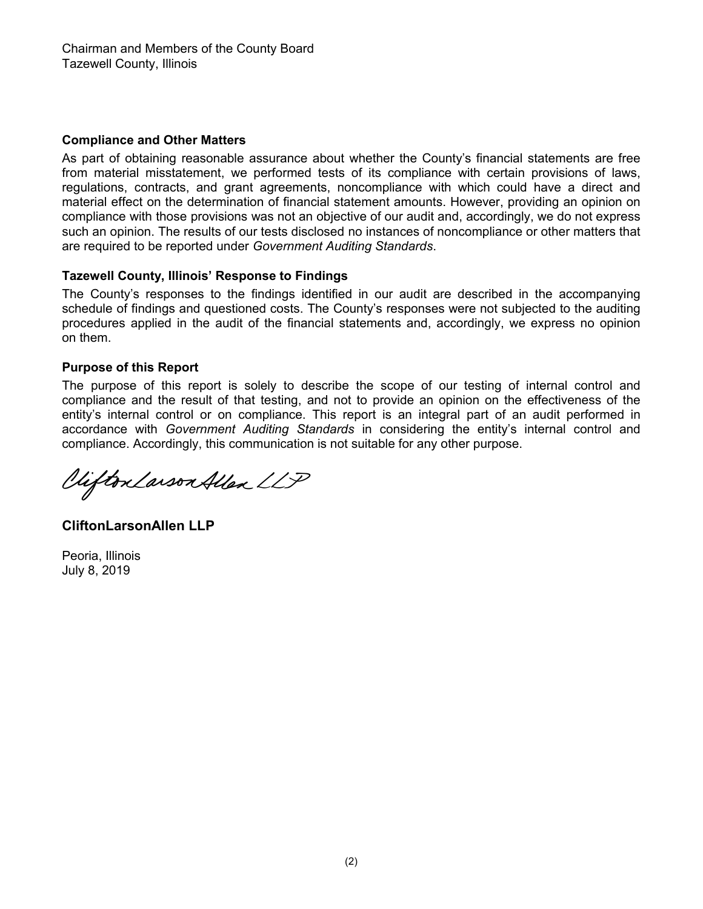Chairman and Members of the County Board
Tazewell County, Illinois

**Compliance and Other Matters**

As part of obtaining reasonable assurance about whether the County's financial statements are free from material misstatement, we performed tests of its compliance with certain provisions of laws, regulations, contracts, and grant agreements, noncompliance with which could have a direct and material effect on the determination of financial statement amounts. However, providing an opinion on compliance with those provisions was not an objective of our audit and, accordingly, we do not express such an opinion. The results of our tests disclosed no instances of noncompliance or other matters that are required to be reported under *Government Auditing Standards*.

**Tazewell County, Illinois' Response to Findings**

The County's responses to the findings identified in our audit are described in the accompanying schedule of findings and questioned costs. The County's responses were not subjected to the auditing procedures applied in the audit of the financial statements and, accordingly, we express no opinion on them.

**Purpose of this Report**

The purpose of this report is solely to describe the scope of our testing of internal control and compliance and the result of that testing, and not to provide an opinion on the effectiveness of the entity's internal control or on compliance. This report is an integral part of an audit performed in accordance with *Government Auditing Standards* in considering the entity's internal control and compliance. Accordingly, this communication is not suitable for any other purpose.

CliftonLarsonAllen LLP

**CliftonLarsonAllen LLP**

Peoria, Illinois
July 8, 2019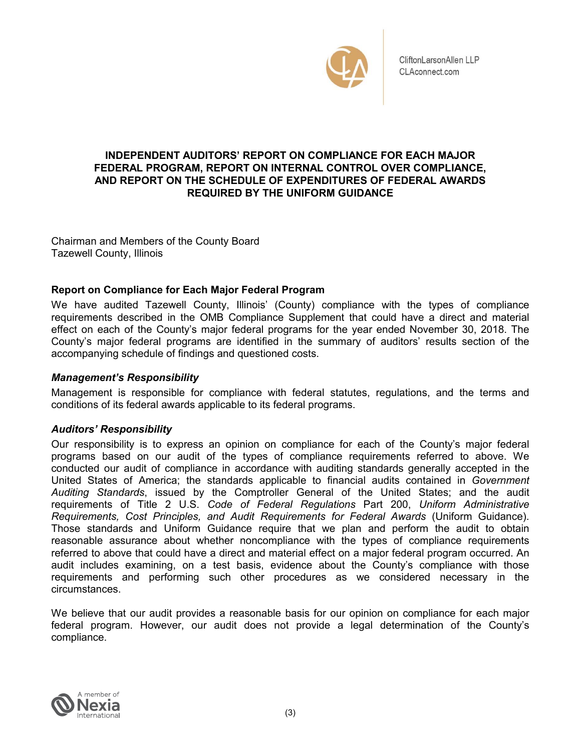CliftonLarsonAllen LLP
CLAconnect.com

# INDEPENDENT AUDITORS' REPORT ON COMPLIANCE FOR EACH MAJOR FEDERAL PROGRAM, REPORT ON INTERNAL CONTROL OVER COMPLIANCE, AND REPORT ON THE SCHEDULE OF EXPENDITURES OF FEDERAL AWARDS REQUIRED BY THE UNIFORM GUIDANCE

Chairman and Members of the County Board
Tazewell County, Illinois

## Report on Compliance for Each Major Federal Program

We have audited Tazewell County, Illinois' (County) compliance with the types of compliance requirements described in the OMB Compliance Supplement that could have a direct and material effect on each of the County's major federal programs for the year ended November 30, 2018. The County's major federal programs are identified in the summary of auditors' results section of the accompanying schedule of findings and questioned costs.

### *Management's Responsibility*

Management is responsible for compliance with federal statutes, regulations, and the terms and conditions of its federal awards applicable to its federal programs.

### *Auditors' Responsibility*

Our responsibility is to express an opinion on compliance for each of the County's major federal programs based on our audit of the types of compliance requirements referred to above. We conducted our audit of compliance in accordance with auditing standards generally accepted in the United States of America; the standards applicable to financial audits contained in *Government Auditing Standards*, issued by the Comptroller General of the United States; and the audit requirements of Title 2 U.S. *Code of Federal Regulations* Part 200, *Uniform Administrative Requirements, Cost Principles, and Audit Requirements for Federal Awards* (Uniform Guidance). Those standards and Uniform Guidance require that we plan and perform the audit to obtain reasonable assurance about whether noncompliance with the types of compliance requirements referred to above that could have a direct and material effect on a major federal program occurred. An audit includes examining, on a test basis, evidence about the County's compliance with those requirements and performing such other procedures as we considered necessary in the circumstances.

We believe that our audit provides a reasonable basis for our opinion on compliance for each major federal program. However, our audit does not provide a legal determination of the County's compliance.

A member of Nexia International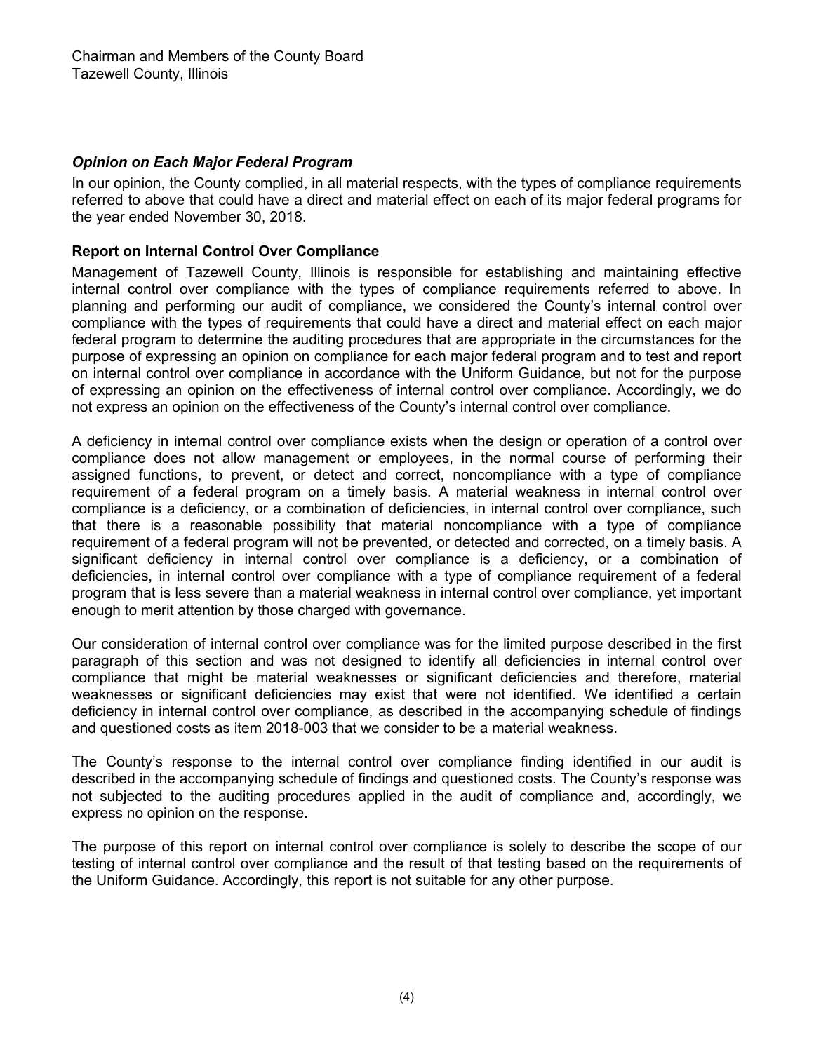Chairman and Members of the County Board
Tazewell County, Illinois

### *Opinion on Each Major Federal Program*

In our opinion, the County complied, in all material respects, with the types of compliance requirements referred to above that could have a direct and material effect on each of its major federal programs for the year ended November 30, 2018.

### Report on Internal Control Over Compliance

Management of Tazewell County, Illinois is responsible for establishing and maintaining effective internal control over compliance with the types of compliance requirements referred to above. In planning and performing our audit of compliance, we considered the County's internal control over compliance with the types of requirements that could have a direct and material effect on each major federal program to determine the auditing procedures that are appropriate in the circumstances for the purpose of expressing an opinion on compliance for each major federal program and to test and report on internal control over compliance in accordance with the Uniform Guidance, but not for the purpose of expressing an opinion on the effectiveness of internal control over compliance. Accordingly, we do not express an opinion on the effectiveness of the County's internal control over compliance.

A deficiency in internal control over compliance exists when the design or operation of a control over compliance does not allow management or employees, in the normal course of performing their assigned functions, to prevent, or detect and correct, noncompliance with a type of compliance requirement of a federal program on a timely basis. A material weakness in internal control over compliance is a deficiency, or a combination of deficiencies, in internal control over compliance, such that there is a reasonable possibility that material noncompliance with a type of compliance requirement of a federal program will not be prevented, or detected and corrected, on a timely basis. A significant deficiency in internal control over compliance is a deficiency, or a combination of deficiencies, in internal control over compliance with a type of compliance requirement of a federal program that is less severe than a material weakness in internal control over compliance, yet important enough to merit attention by those charged with governance.

Our consideration of internal control over compliance was for the limited purpose described in the first paragraph of this section and was not designed to identify all deficiencies in internal control over compliance that might be material weaknesses or significant deficiencies and therefore, material weaknesses or significant deficiencies may exist that were not identified. We identified a certain deficiency in internal control over compliance, as described in the accompanying schedule of findings and questioned costs as item 2018-003 that we consider to be a material weakness.

The County's response to the internal control over compliance finding identified in our audit is described in the accompanying schedule of findings and questioned costs. The County's response was not subjected to the auditing procedures applied in the audit of compliance and, accordingly, we express no opinion on the response.

The purpose of this report on internal control over compliance is solely to describe the scope of our testing of internal control over compliance and the result of that testing based on the requirements of the Uniform Guidance. Accordingly, this report is not suitable for any other purpose.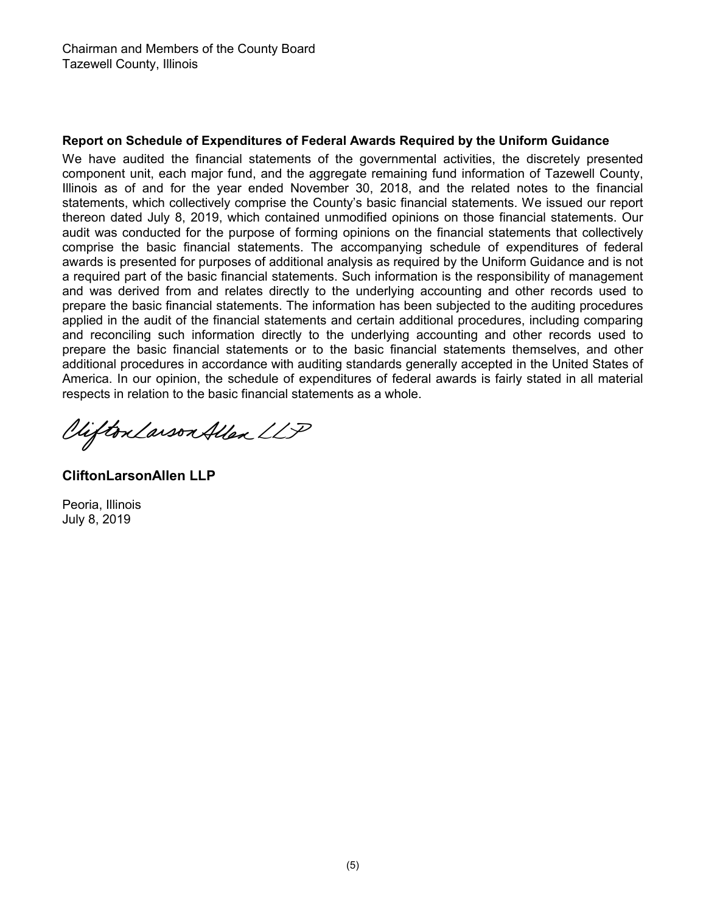Chairman and Members of the County Board
Tazewell County, Illinois

**Report on Schedule of Expenditures of Federal Awards Required by the Uniform Guidance**

We have audited the financial statements of the governmental activities, the discretely presented component unit, each major fund, and the aggregate remaining fund information of Tazewell County, Illinois as of and for the year ended November 30, 2018, and the related notes to the financial statements, which collectively comprise the County's basic financial statements. We issued our report thereon dated July 8, 2019, which contained unmodified opinions on those financial statements. Our audit was conducted for the purpose of forming opinions on the financial statements that collectively comprise the basic financial statements. The accompanying schedule of expenditures of federal awards is presented for purposes of additional analysis as required by the Uniform Guidance and is not a required part of the basic financial statements. Such information is the responsibility of management and was derived from and relates directly to the underlying accounting and other records used to prepare the basic financial statements. The information has been subjected to the auditing procedures applied in the audit of the financial statements and certain additional procedures, including comparing and reconciling such information directly to the underlying accounting and other records used to prepare the basic financial statements or to the basic financial statements themselves, and other additional procedures in accordance with auditing standards generally accepted in the United States of America. In our opinion, the schedule of expenditures of federal awards is fairly stated in all material respects in relation to the basic financial statements as a whole.

CliftonLarsonAllen LLP

**CliftonLarsonAllen LLP**

Peoria, Illinois
July 8, 2019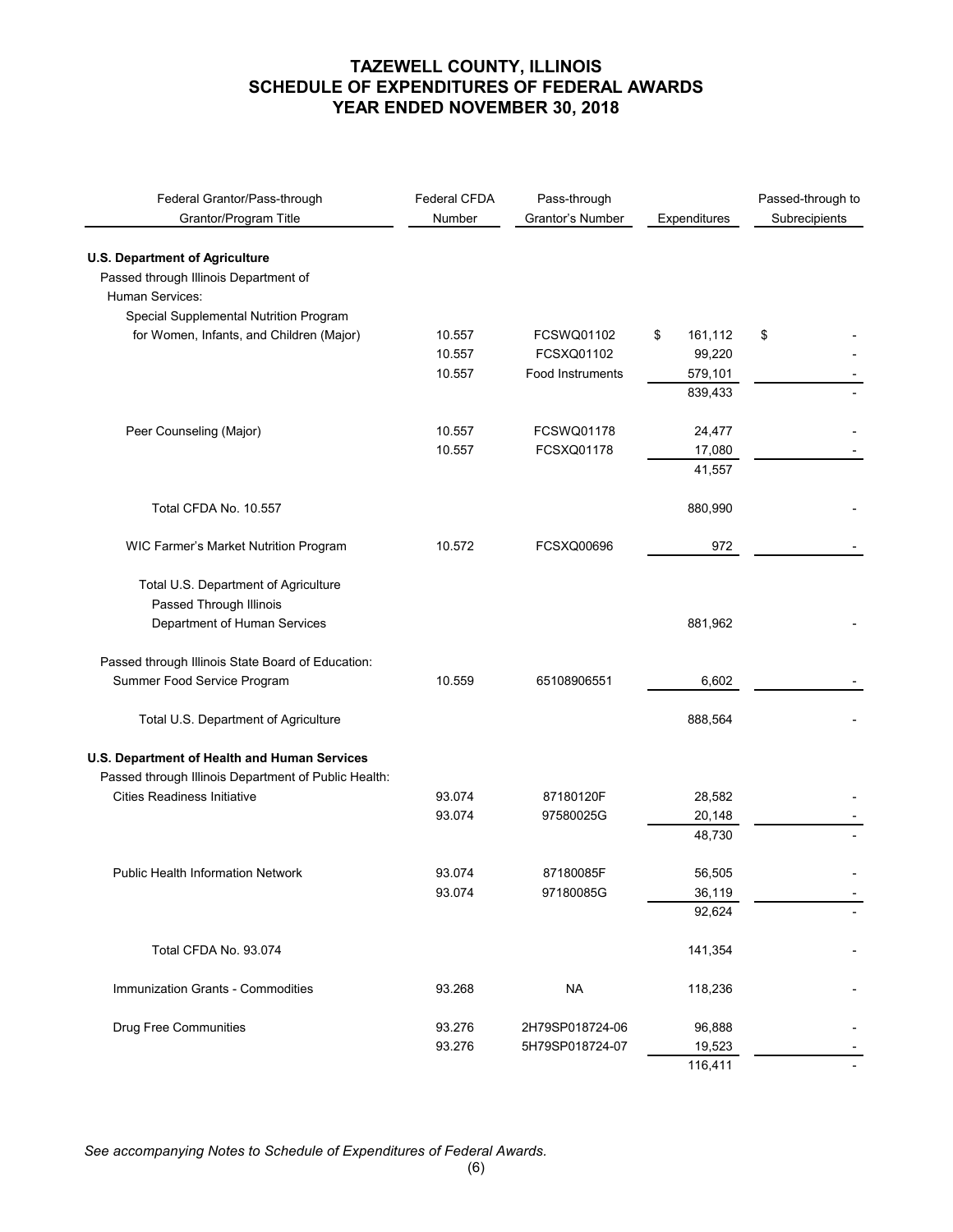# TAZEWELL COUNTY, ILLINOIS
# SCHEDULE OF EXPENDITURES OF FEDERAL AWARDS
# YEAR ENDED NOVEMBER 30, 2018

| Federal Grantor/Pass-through Grantor/Program Title | Federal CFDA Number | Pass-through Grantor's Number | Expenditures | Passed-through to Subrecipients |
|---|---|---|---|---|
| **U.S. Department of Agriculture** | | | | |
| Passed through Illinois Department of Human Services: | | | | |
| Special Supplemental Nutrition Program for Women, Infants, and Children (Major) | 10.557 | FCSWQ01102 | $ 161,112 | $ - |
| | 10.557 | FCSXQ01102 | 99,220 | - |
| | 10.557 | Food Instruments | 579,101 | - |
| | | | 839,433 | - |
| Peer Counseling (Major) | 10.557 | FCSWQ01178 | 24,477 | - |
| | 10.557 | FCSXQ01178 | 17,080 | - |
| | | | 41,557 | |
| Total CFDA No. 10.557 | | | 880,990 | - |
| WIC Farmer's Market Nutrition Program | 10.572 | FCSXQ00696 | 972 | - |
| Total U.S. Department of Agriculture Passed Through Illinois Department of Human Services | | | 881,962 | - |
| Passed through Illinois State Board of Education: | | | | |
| Summer Food Service Program | 10.559 | 65108906551 | 6,602 | - |
| Total U.S. Department of Agriculture | | | 888,564 | - |
| **U.S. Department of Health and Human Services** | | | | |
| Passed through Illinois Department of Public Health: | | | | |
| Cities Readiness Initiative | 93.074 | 87180120F | 28,582 | - |
| | 93.074 | 97580025G | 20,148 | - |
| | | | 48,730 | - |
| Public Health Information Network | 93.074 | 87180085F | 56,505 | - |
| | 93.074 | 97180085G | 36,119 | - |
| | | | 92,624 | - |
| Total CFDA No. 93.074 | | | 141,354 | - |
| Immunization Grants - Commodities | 93.268 | NA | 118,236 | - |
| Drug Free Communities | 93.276 | 2H79SP018724-06 | 96,888 | - |
| | 93.276 | 5H79SP018724-07 | 19,523 | - |
| | | | 116,411 | - |

*See accompanying Notes to Schedule of Expenditures of Federal Awards.*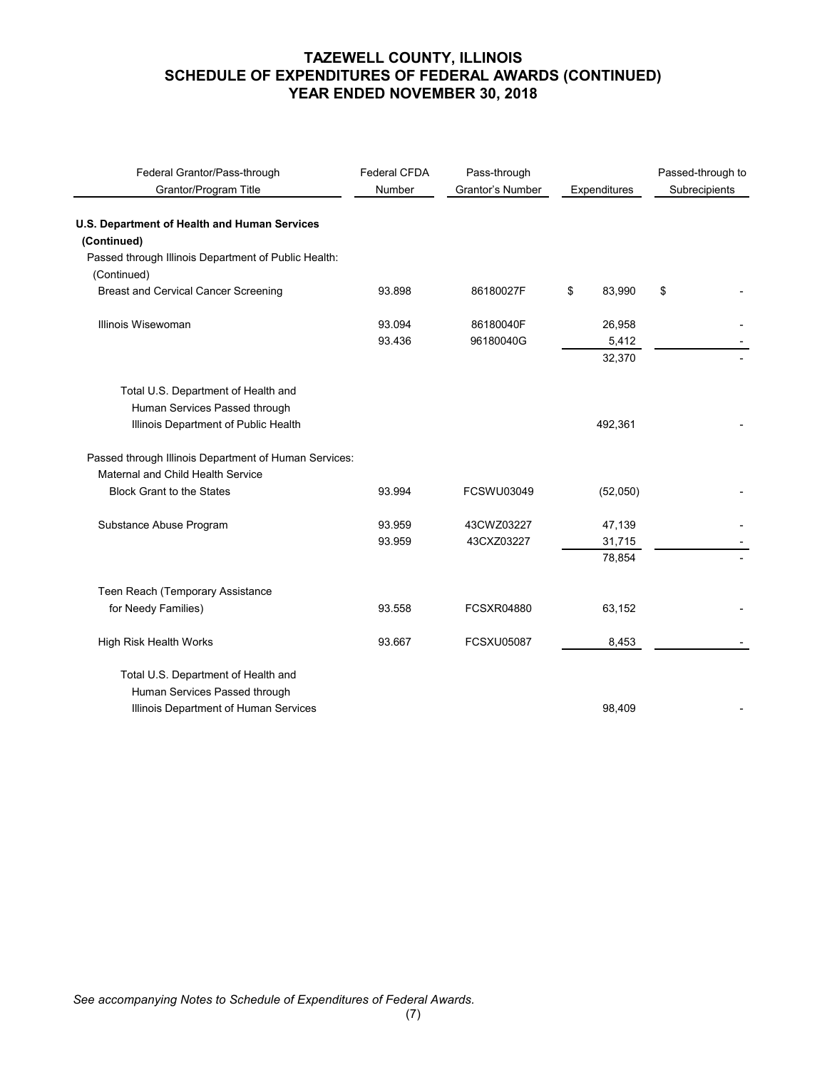# TAZEWELL COUNTY, ILLINOIS
## SCHEDULE OF EXPENDITURES OF FEDERAL AWARDS (CONTINUED)
## YEAR ENDED NOVEMBER 30, 2018

| Federal Grantor/Pass-through Grantor/Program Title | Federal CFDA Number | Pass-through Grantor's Number | Expenditures | Passed-through to Subrecipients |
|---|---|---|---|---|
| **U.S. Department of Health and Human Services (Continued)** | | | | |
| Passed through Illinois Department of Public Health: (Continued) | | | | |
| Breast and Cervical Cancer Screening | 93.898 | 86180027F | $ 83,990 | $ - |
| Illinois Wisewoman | 93.094 | 86180040F | 26,958 | - |
| | 93.436 | 96180040G | 5,412 | - |
| | | | 32,370 | - |
| Total U.S. Department of Health and Human Services Passed through Illinois Department of Public Health | | | 492,361 | - |
| Passed through Illinois Department of Human Services: | | | | |
| Maternal and Child Health Service Block Grant to the States | 93.994 | FCSWU03049 | (52,050) | - |
| Substance Abuse Program | 93.959 | 43CWZ03227 | 47,139 | - |
| | 93.959 | 43CXZ03227 | 31,715 | - |
| | | | 78,854 | - |
| Teen Reach (Temporary Assistance for Needy Families) | 93.558 | FCSXR04880 | 63,152 | - |
| High Risk Health Works | 93.667 | FCSXU05087 | 8,453 | - |
| Total U.S. Department of Health and Human Services Passed through Illinois Department of Human Services | | | 98,409 | - |

*See accompanying Notes to Schedule of Expenditures of Federal Awards.*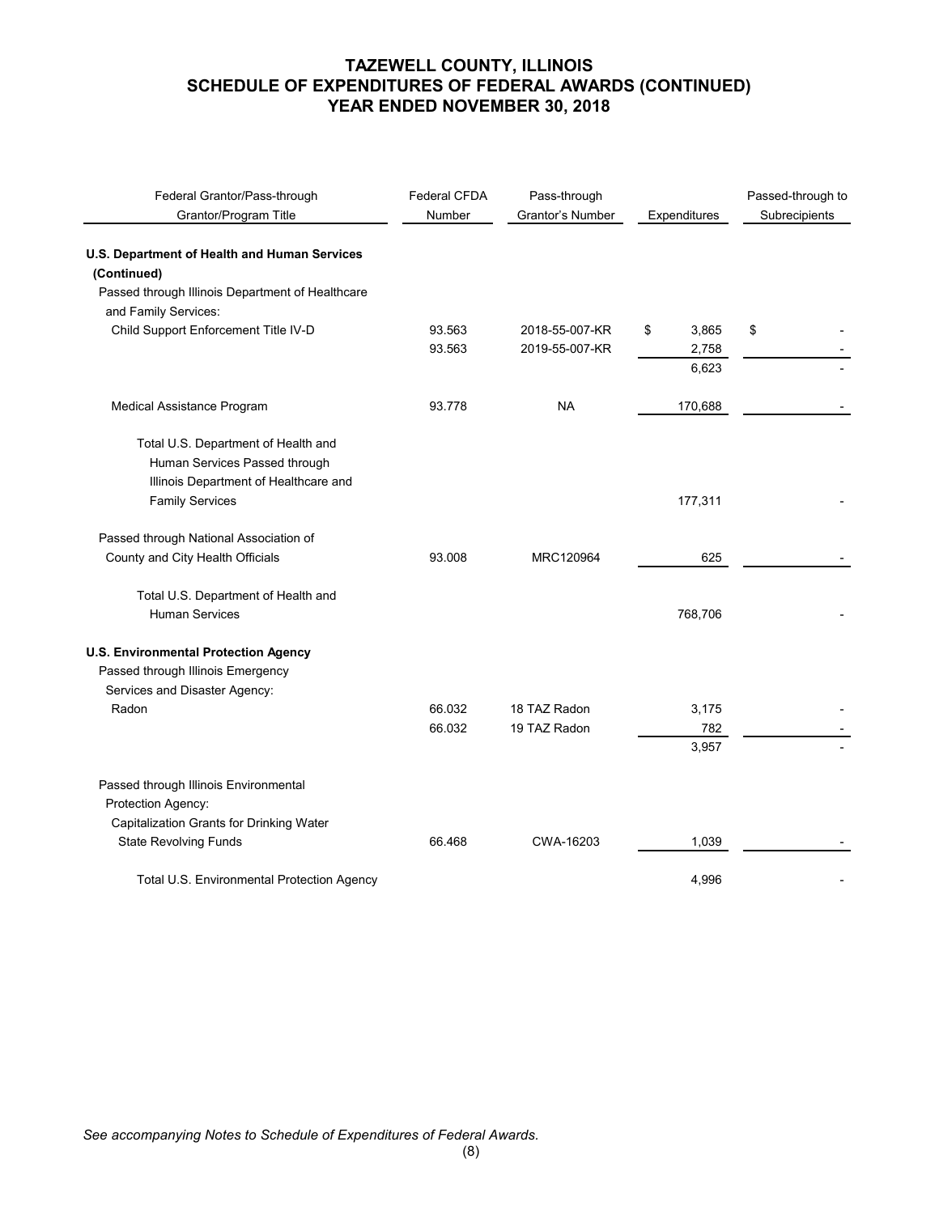# TAZEWELL COUNTY, ILLINOIS
## SCHEDULE OF EXPENDITURES OF FEDERAL AWARDS (CONTINUED)
## YEAR ENDED NOVEMBER 30, 2018

| Federal Grantor/Pass-through Grantor/Program Title | Federal CFDA Number | Pass-through Grantor's Number | Expenditures | Passed-through to Subrecipients |
|---|---|---|---|---|
| **U.S. Department of Health and Human Services (Continued)** | | | | |
| Passed through Illinois Department of Healthcare and Family Services: | | | | |
| Child Support Enforcement Title IV-D | 93.563 | 2018-55-007-KR | $ 3,865 | $ - |
| | 93.563 | 2019-55-007-KR | 2,758 | - |
| | | | 6,623 | - |
| Medical Assistance Program | 93.778 | NA | 170,688 | - |
| Total U.S. Department of Health and Human Services Passed through Illinois Department of Healthcare and Family Services | | | 177,311 | - |
| Passed through National Association of County and City Health Officials | 93.008 | MRC120964 | 625 | - |
| Total U.S. Department of Health and Human Services | | | 768,706 | - |
| **U.S. Environmental Protection Agency** | | | | |
| Passed through Illinois Emergency Services and Disaster Agency: | | | | |
| Radon | 66.032 | 18 TAZ Radon | 3,175 | - |
| | 66.032 | 19 TAZ Radon | 782 | - |
| | | | 3,957 | - |
| Passed through Illinois Environmental Protection Agency: | | | | |
| Capitalization Grants for Drinking Water State Revolving Funds | 66.468 | CWA-16203 | 1,039 | - |
| Total U.S. Environmental Protection Agency | | | 4,996 | - |

*See accompanying Notes to Schedule of Expenditures of Federal Awards.*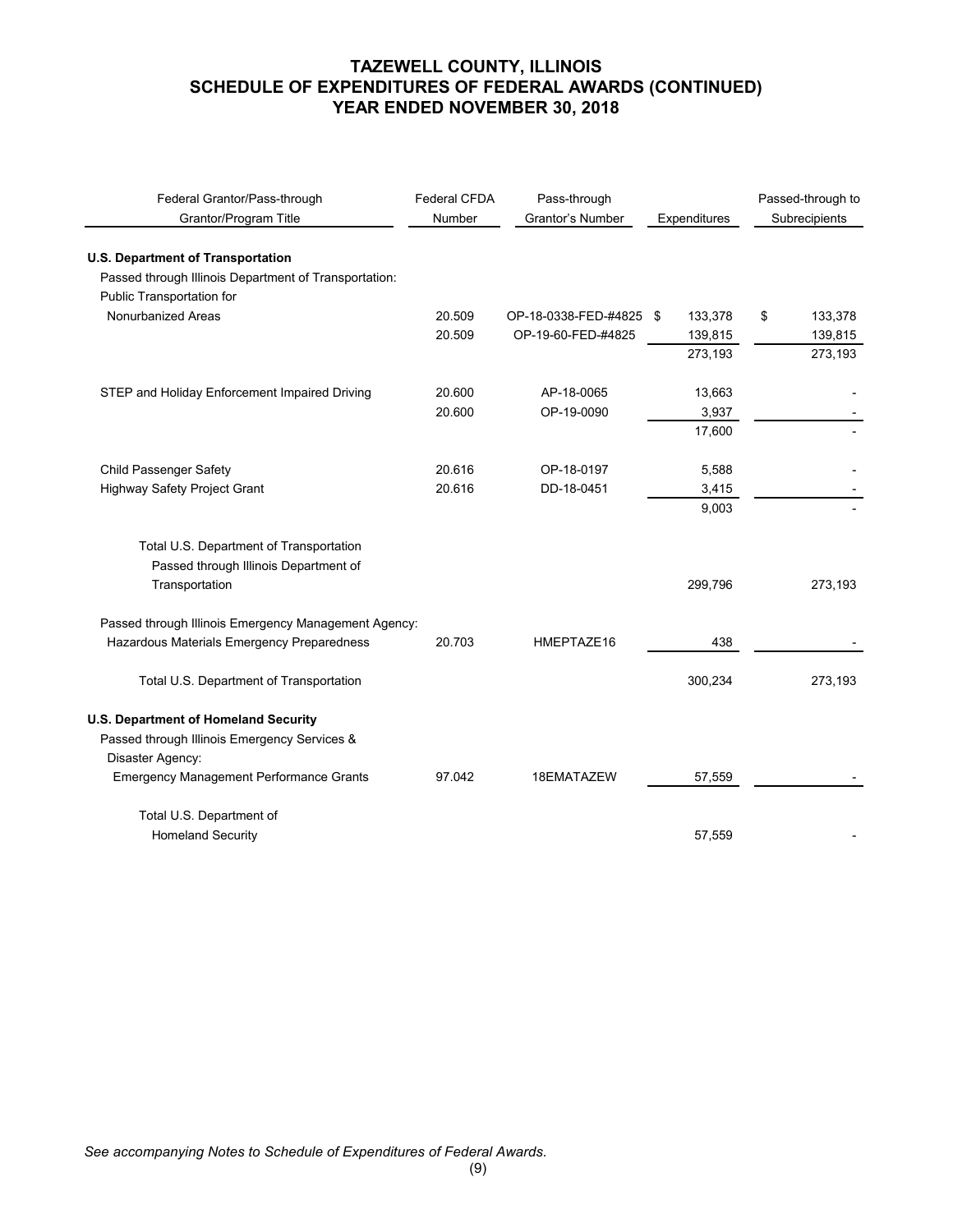# TAZEWELL COUNTY, ILLINOIS
## SCHEDULE OF EXPENDITURES OF FEDERAL AWARDS (CONTINUED)
## YEAR ENDED NOVEMBER 30, 2018

| Federal Grantor/Pass-through Grantor/Program Title | Federal CFDA Number | Pass-through Grantor's Number | Expenditures | Passed-through to Subrecipients |
|---|---|---|---|---|
| **U.S. Department of Transportation** | | | | |
| Passed through Illinois Department of Transportation: | | | | |
| Public Transportation for Nonurbanized Areas | 20.509 | OP-18-0338-FED-#4825 | $ 133,378 | $ 133,378 |
| | 20.509 | OP-19-60-FED-#4825 | 139,815 | 139,815 |
| | | | 273,193 | 273,193 |
| STEP and Holiday Enforcement Impaired Driving | 20.600 | AP-18-0065 | 13,663 | - |
| | 20.600 | OP-19-0090 | 3,937 | - |
| | | | 17,600 | - |
| Child Passenger Safety | 20.616 | OP-18-0197 | 5,588 | - |
| Highway Safety Project Grant | 20.616 | DD-18-0451 | 3,415 | - |
| | | | 9,003 | - |
| Total U.S. Department of Transportation Passed through Illinois Department of Transportation | | | 299,796 | 273,193 |
| Passed through Illinois Emergency Management Agency: | | | | |
| Hazardous Materials Emergency Preparedness | 20.703 | HMEPTAZE16 | 438 | - |
| Total U.S. Department of Transportation | | | 300,234 | 273,193 |
| **U.S. Department of Homeland Security** | | | | |
| Passed through Illinois Emergency Services & Disaster Agency: | | | | |
| Emergency Management Performance Grants | 97.042 | 18EMATAZEW | 57,559 | - |
| Total U.S. Department of Homeland Security | | | 57,559 | - |

*See accompanying Notes to Schedule of Expenditures of Federal Awards.*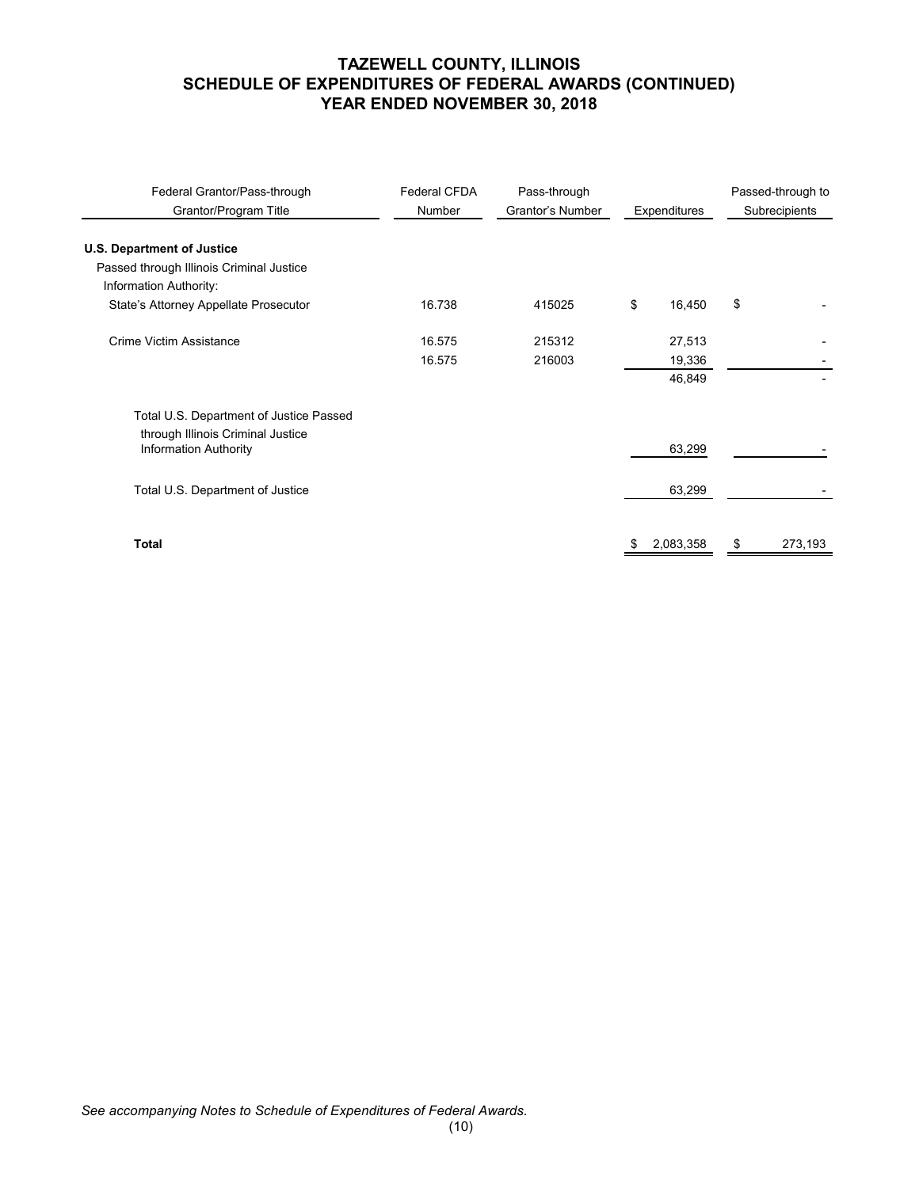# TAZEWELL COUNTY, ILLINOIS
## SCHEDULE OF EXPENDITURES OF FEDERAL AWARDS (CONTINUED)
## YEAR ENDED NOVEMBER 30, 2018

| Federal Grantor/Pass-through Grantor/Program Title | Federal CFDA Number | Pass-through Grantor's Number | Expenditures | Passed-through to Subrecipients |
|---|---|---|---|---|
| **U.S. Department of Justice** | | | | |
| Passed through Illinois Criminal Justice Information Authority: | | | | |
| State's Attorney Appellate Prosecutor | 16.738 | 415025 | $ 16,450 | $ - |
| Crime Victim Assistance | 16.575 | 215312 | 27,513 | - |
| | 16.575 | 216003 | 19,336 | - |
| | | | 46,849 | - |
| Total U.S. Department of Justice Passed through Illinois Criminal Justice Information Authority | | | 63,299 | - |
| Total U.S. Department of Justice | | | 63,299 | - |
| **Total** | | | $ 2,083,358 | $ 273,193 |

*See accompanying Notes to Schedule of Expenditures of Federal Awards.*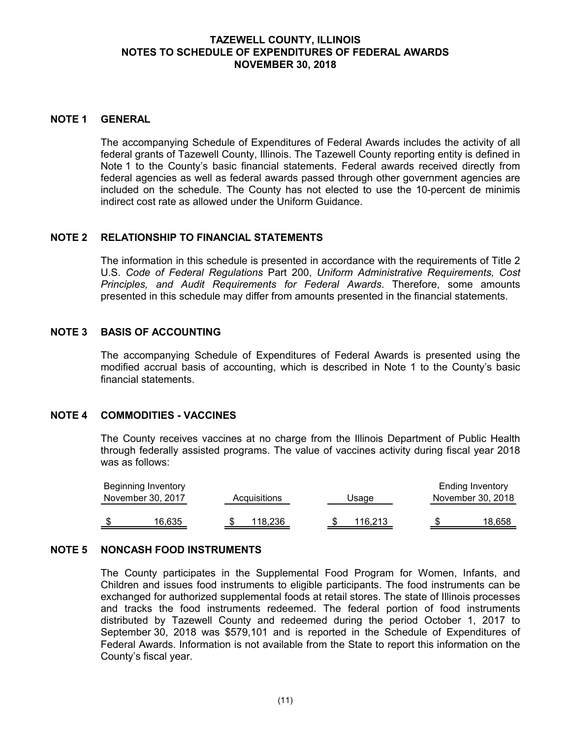# TAZEWELL COUNTY, ILLINOIS
## NOTES TO SCHEDULE OF EXPENDITURES OF FEDERAL AWARDS
### NOVEMBER 30, 2018

## NOTE 1 GENERAL

The accompanying Schedule of Expenditures of Federal Awards includes the activity of all federal grants of Tazewell County, Illinois. The Tazewell County reporting entity is defined in Note 1 to the County's basic financial statements. Federal awards received directly from federal agencies as well as federal awards passed through other government agencies are included on the schedule. The County has not elected to use the 10-percent de minimis indirect cost rate as allowed under the Uniform Guidance.

## NOTE 2 RELATIONSHIP TO FINANCIAL STATEMENTS

The information in this schedule is presented in accordance with the requirements of Title 2 U.S. *Code of Federal Regulations* Part 200, *Uniform Administrative Requirements, Cost Principles, and Audit Requirements for Federal Awards*. Therefore, some amounts presented in this schedule may differ from amounts presented in the financial statements.

## NOTE 3 BASIS OF ACCOUNTING

The accompanying Schedule of Expenditures of Federal Awards is presented using the modified accrual basis of accounting, which is described in Note 1 to the County's basic financial statements.

## NOTE 4 COMMODITIES - VACCINES

The County receives vaccines at no charge from the Illinois Department of Public Health through federally assisted programs. The value of vaccines activity during fiscal year 2018 was as follows:

| Beginning Inventory November 30, 2017 | Acquisitions | Usage | Ending Inventory November 30, 2018 |
|---|---|---|---|
| $ 16,635 | $ 118,236 | $ 116,213 | $ 18,658 |

## NOTE 5 NONCASH FOOD INSTRUMENTS

The County participates in the Supplemental Food Program for Women, Infants, and Children and issues food instruments to eligible participants. The food instruments can be exchanged for authorized supplemental foods at retail stores. The state of Illinois processes and tracks the food instruments redeemed. The federal portion of food instruments distributed by Tazewell County and redeemed during the period October 1, 2017 to September 30, 2018 was $579,101 and is reported in the Schedule of Expenditures of Federal Awards. Information is not available from the State to report this information on the County's fiscal year.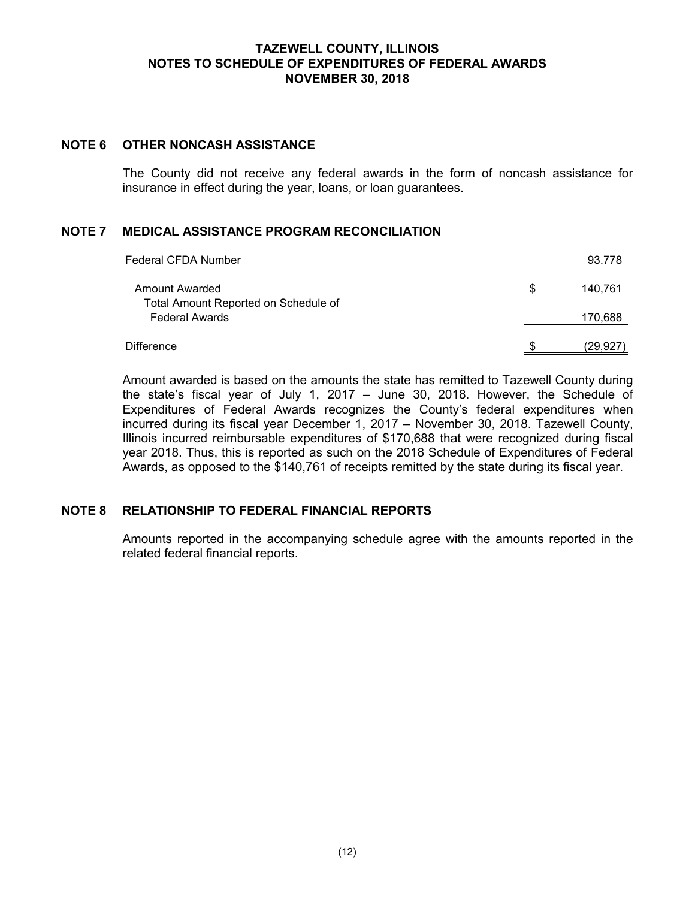# TAZEWELL COUNTY, ILLINOIS
# NOTES TO SCHEDULE OF EXPENDITURES OF FEDERAL AWARDS
# NOVEMBER 30, 2018

## NOTE 6 OTHER NONCASH ASSISTANCE

The County did not receive any federal awards in the form of noncash assistance for insurance in effect during the year, loans, or loan guarantees.

## NOTE 7 MEDICAL ASSISTANCE PROGRAM RECONCILIATION

| | | |
|---|---|---|
| Federal CFDA Number | | 93.778 |
| Amount Awarded | $ | 140,761 |
| Total Amount Reported on Schedule of Federal Awards | | 170,688 |
| Difference | $ | (29,927) |

Amount awarded is based on the amounts the state has remitted to Tazewell County during the state's fiscal year of July 1, 2017 – June 30, 2018. However, the Schedule of Expenditures of Federal Awards recognizes the County's federal expenditures when incurred during its fiscal year December 1, 2017 – November 30, 2018. Tazewell County, Illinois incurred reimbursable expenditures of $170,688 that were recognized during fiscal year 2018. Thus, this is reported as such on the 2018 Schedule of Expenditures of Federal Awards, as opposed to the $140,761 of receipts remitted by the state during its fiscal year.

## NOTE 8 RELATIONSHIP TO FEDERAL FINANCIAL REPORTS

Amounts reported in the accompanying schedule agree with the amounts reported in the related federal financial reports.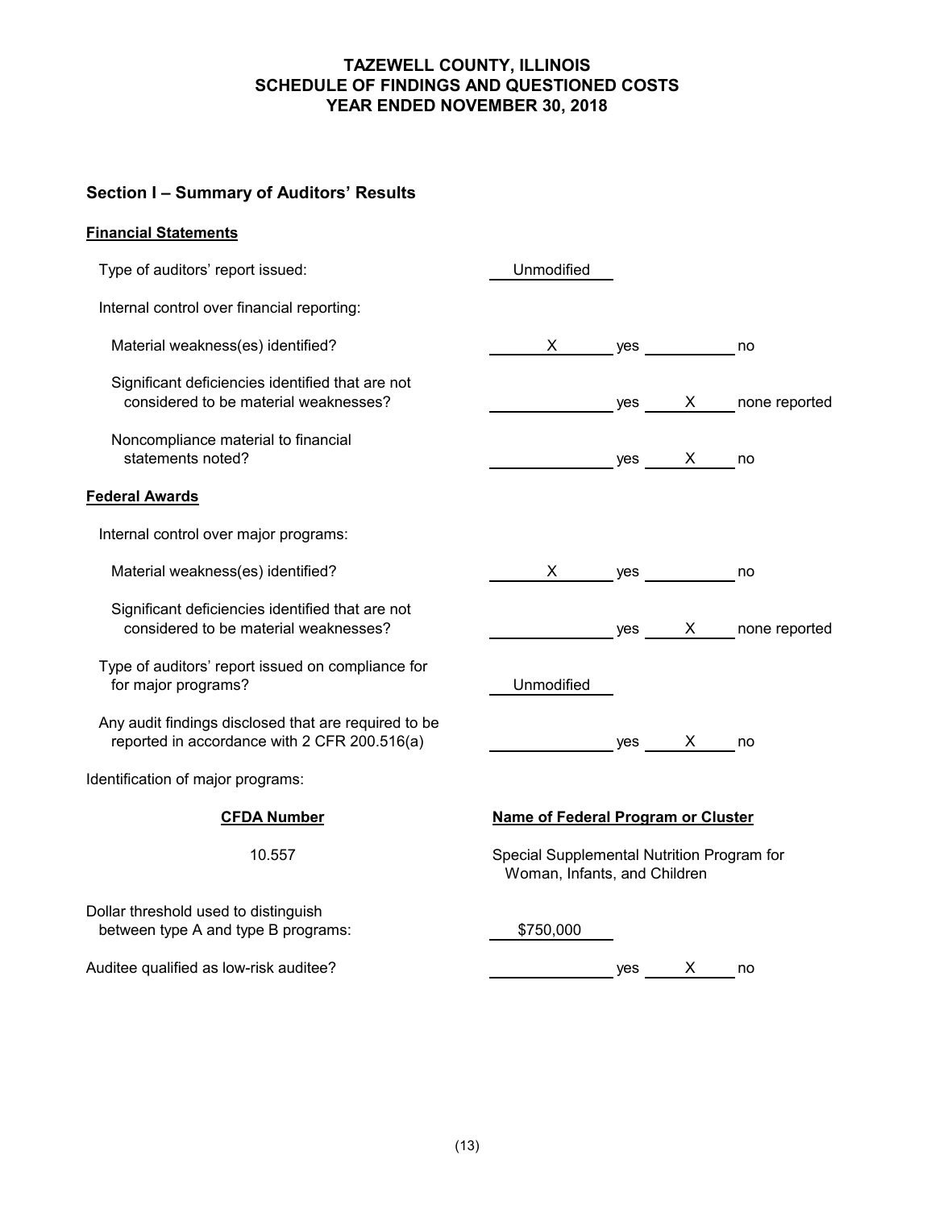# TAZEWELL COUNTY, ILLINOIS
# SCHEDULE OF FINDINGS AND QUESTIONED COSTS
# YEAR ENDED NOVEMBER 30, 2018

## Section I – Summary of Auditors' Results

**Financial Statements**

Type of auditors' report issued: Unmodified

Internal control over financial reporting:

- Material weakness(es) identified? X yes ___ no
- Significant deficiencies identified that are not considered to be material weaknesses? ___ yes X none reported
- Noncompliance material to financial statements noted? ___ yes X no

**Federal Awards**

Internal control over major programs:

- Material weakness(es) identified? X yes ___ no
- Significant deficiencies identified that are not considered to be material weaknesses? ___ yes X none reported

Type of auditors' report issued on compliance for for major programs? Unmodified

Any audit findings disclosed that are required to be reported in accordance with 2 CFR 200.516(a) ___ yes X no

Identification of major programs:

| CFDA Number | Name of Federal Program or Cluster |
|---|---|
| 10.557 | Special Supplemental Nutrition Program for Woman, Infants, and Children |

Dollar threshold used to distinguish between type A and type B programs: $750,000

Auditee qualified as low-risk auditee? ___ yes X no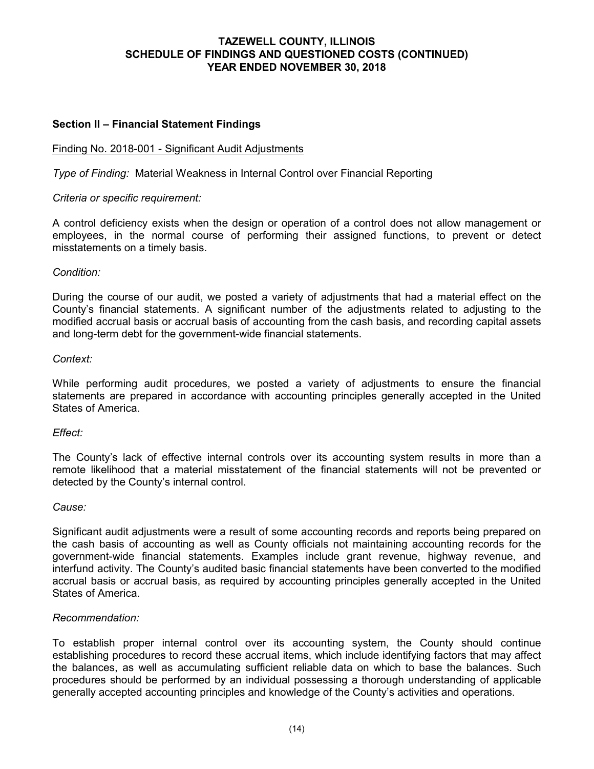# TAZEWELL COUNTY, ILLINOIS
# SCHEDULE OF FINDINGS AND QUESTIONED COSTS (CONTINUED)
# YEAR ENDED NOVEMBER 30, 2018

## Section II – Financial Statement Findings

Finding No. 2018-001 - Significant Audit Adjustments

*Type of Finding:* Material Weakness in Internal Control over Financial Reporting

*Criteria or specific requirement:*

A control deficiency exists when the design or operation of a control does not allow management or employees, in the normal course of performing their assigned functions, to prevent or detect misstatements on a timely basis.

*Condition:*

During the course of our audit, we posted a variety of adjustments that had a material effect on the County's financial statements. A significant number of the adjustments related to adjusting to the modified accrual basis or accrual basis of accounting from the cash basis, and recording capital assets and long-term debt for the government-wide financial statements.

*Context:*

While performing audit procedures, we posted a variety of adjustments to ensure the financial statements are prepared in accordance with accounting principles generally accepted in the United States of America.

*Effect:*

The County's lack of effective internal controls over its accounting system results in more than a remote likelihood that a material misstatement of the financial statements will not be prevented or detected by the County's internal control.

*Cause:*

Significant audit adjustments were a result of some accounting records and reports being prepared on the cash basis of accounting as well as County officials not maintaining accounting records for the government-wide financial statements. Examples include grant revenue, highway revenue, and interfund activity. The County's audited basic financial statements have been converted to the modified accrual basis or accrual basis, as required by accounting principles generally accepted in the United States of America.

*Recommendation:*

To establish proper internal control over its accounting system, the County should continue establishing procedures to record these accrual items, which include identifying factors that may affect the balances, as well as accumulating sufficient reliable data on which to base the balances. Such procedures should be performed by an individual possessing a thorough understanding of applicable generally accepted accounting principles and knowledge of the County's activities and operations.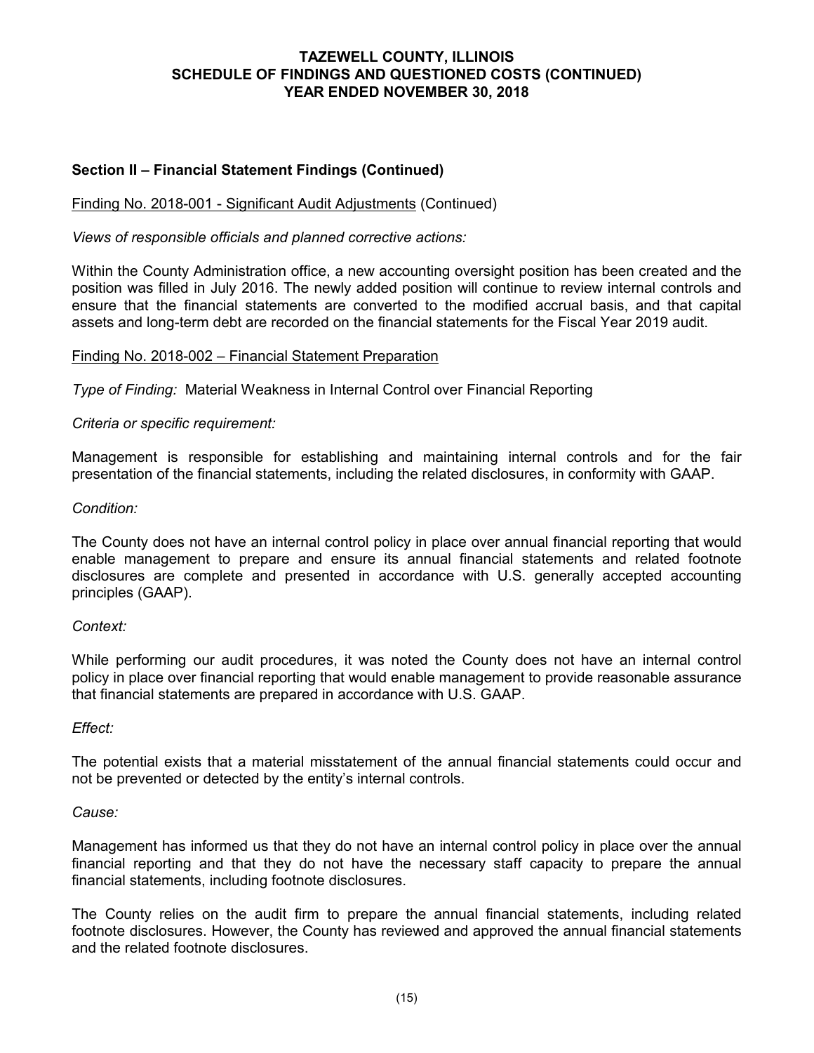# TAZEWELL COUNTY, ILLINOIS
# SCHEDULE OF FINDINGS AND QUESTIONED COSTS (CONTINUED)
# YEAR ENDED NOVEMBER 30, 2018

## Section II – Financial Statement Findings (Continued)

Finding No. 2018-001 - Significant Audit Adjustments (Continued)

*Views of responsible officials and planned corrective actions:*

Within the County Administration office, a new accounting oversight position has been created and the position was filled in July 2016. The newly added position will continue to review internal controls and ensure that the financial statements are converted to the modified accrual basis, and that capital assets and long-term debt are recorded on the financial statements for the Fiscal Year 2019 audit.

Finding No. 2018-002 – Financial Statement Preparation

*Type of Finding:* Material Weakness in Internal Control over Financial Reporting

*Criteria or specific requirement:*

Management is responsible for establishing and maintaining internal controls and for the fair presentation of the financial statements, including the related disclosures, in conformity with GAAP.

*Condition:*

The County does not have an internal control policy in place over annual financial reporting that would enable management to prepare and ensure its annual financial statements and related footnote disclosures are complete and presented in accordance with U.S. generally accepted accounting principles (GAAP).

*Context:*

While performing our audit procedures, it was noted the County does not have an internal control policy in place over financial reporting that would enable management to provide reasonable assurance that financial statements are prepared in accordance with U.S. GAAP.

*Effect:*

The potential exists that a material misstatement of the annual financial statements could occur and not be prevented or detected by the entity's internal controls.

*Cause:*

Management has informed us that they do not have an internal control policy in place over the annual financial reporting and that they do not have the necessary staff capacity to prepare the annual financial statements, including footnote disclosures.

The County relies on the audit firm to prepare the annual financial statements, including related footnote disclosures. However, the County has reviewed and approved the annual financial statements and the related footnote disclosures.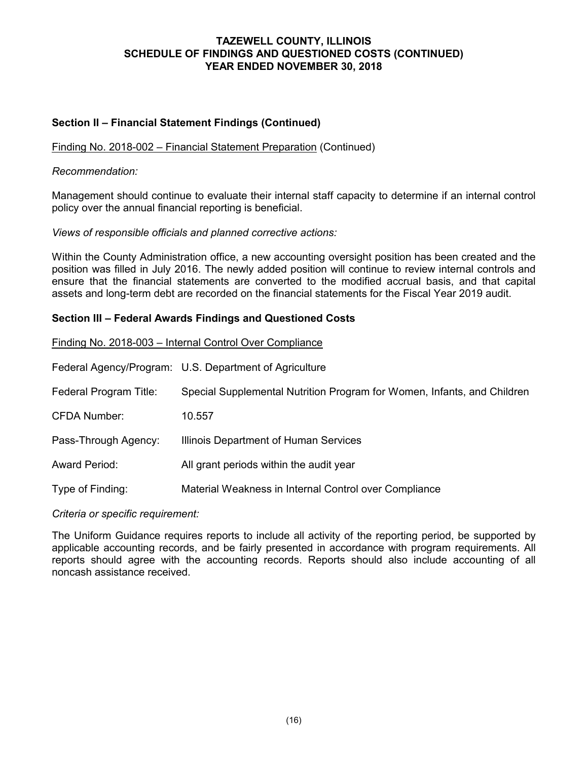# TAZEWELL COUNTY, ILLINOIS
## SCHEDULE OF FINDINGS AND QUESTIONED COSTS (CONTINUED)
### YEAR ENDED NOVEMBER 30, 2018

**Section II – Financial Statement Findings (Continued)**

Finding No. 2018-002 – Financial Statement Preparation (Continued)

*Recommendation:*

Management should continue to evaluate their internal staff capacity to determine if an internal control policy over the annual financial reporting is beneficial.

*Views of responsible officials and planned corrective actions:*

Within the County Administration office, a new accounting oversight position has been created and the position was filled in July 2016. The newly added position will continue to review internal controls and ensure that the financial statements are converted to the modified accrual basis, and that capital assets and long-term debt are recorded on the financial statements for the Fiscal Year 2019 audit.

**Section III – Federal Awards Findings and Questioned Costs**

Finding No. 2018-003 – Internal Control Over Compliance

| | |
|---|---|
| Federal Agency/Program: | U.S. Department of Agriculture |
| Federal Program Title: | Special Supplemental Nutrition Program for Women, Infants, and Children |
| CFDA Number: | 10.557 |
| Pass-Through Agency: | Illinois Department of Human Services |
| Award Period: | All grant periods within the audit year |
| Type of Finding: | Material Weakness in Internal Control over Compliance |

*Criteria or specific requirement:*

The Uniform Guidance requires reports to include all activity of the reporting period, be supported by applicable accounting records, and be fairly presented in accordance with program requirements. All reports should agree with the accounting records. Reports should also include accounting of all noncash assistance received.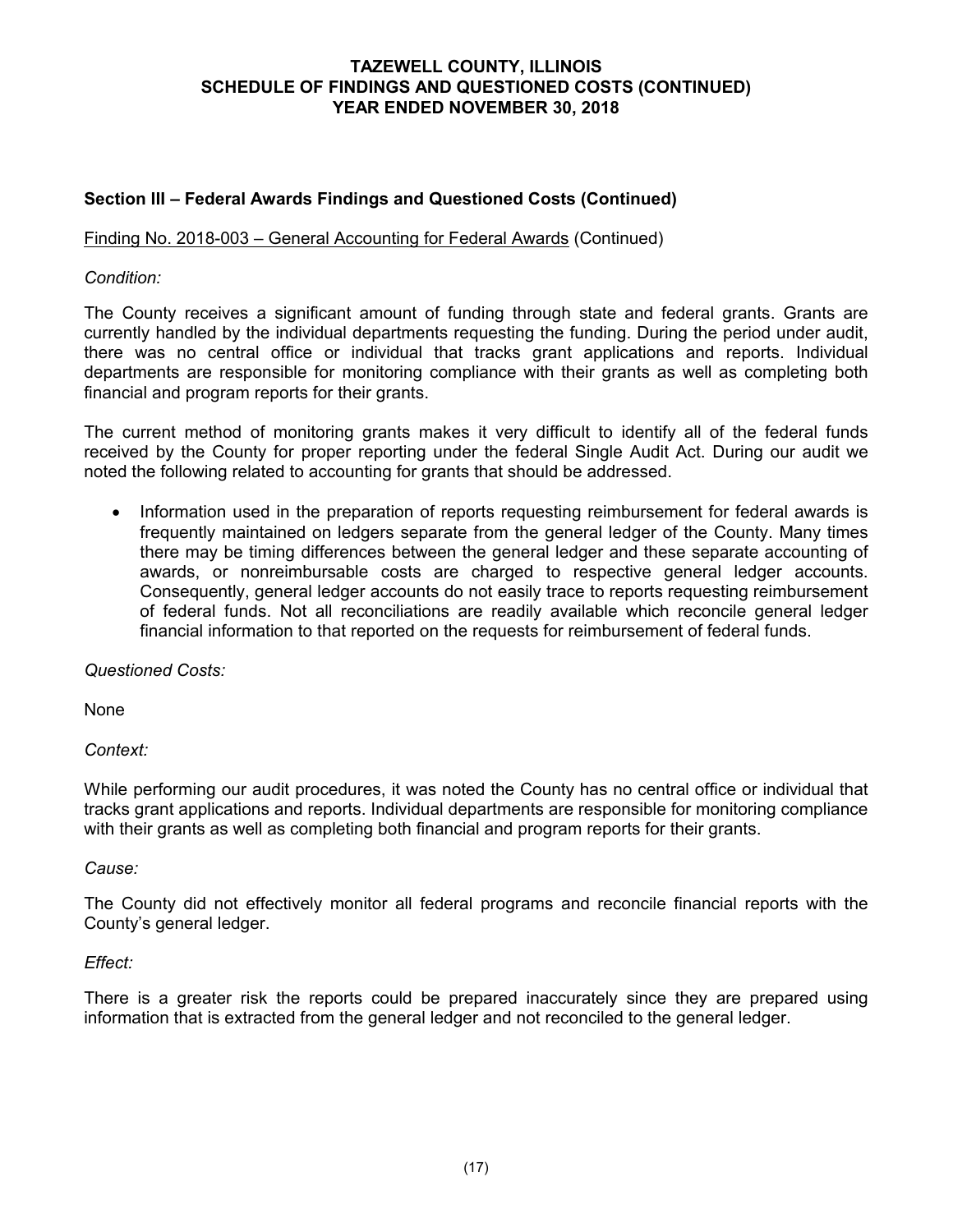# TAZEWELL COUNTY, ILLINOIS
# SCHEDULE OF FINDINGS AND QUESTIONED COSTS (CONTINUED)
# YEAR ENDED NOVEMBER 30, 2018

## Section III – Federal Awards Findings and Questioned Costs (Continued)

Finding No. 2018-003 – General Accounting for Federal Awards (Continued)

*Condition:*

The County receives a significant amount of funding through state and federal grants. Grants are currently handled by the individual departments requesting the funding. During the period under audit, there was no central office or individual that tracks grant applications and reports. Individual departments are responsible for monitoring compliance with their grants as well as completing both financial and program reports for their grants.

The current method of monitoring grants makes it very difficult to identify all of the federal funds received by the County for proper reporting under the federal Single Audit Act. During our audit we noted the following related to accounting for grants that should be addressed.

- Information used in the preparation of reports requesting reimbursement for federal awards is frequently maintained on ledgers separate from the general ledger of the County. Many times there may be timing differences between the general ledger and these separate accounting of awards, or nonreimbursable costs are charged to respective general ledger accounts. Consequently, general ledger accounts do not easily trace to reports requesting reimbursement of federal funds. Not all reconciliations are readily available which reconcile general ledger financial information to that reported on the requests for reimbursement of federal funds.

*Questioned Costs:*

None

*Context:*

While performing our audit procedures, it was noted the County has no central office or individual that tracks grant applications and reports. Individual departments are responsible for monitoring compliance with their grants as well as completing both financial and program reports for their grants.

*Cause:*

The County did not effectively monitor all federal programs and reconcile financial reports with the County's general ledger.

*Effect:*

There is a greater risk the reports could be prepared inaccurately since they are prepared using information that is extracted from the general ledger and not reconciled to the general ledger.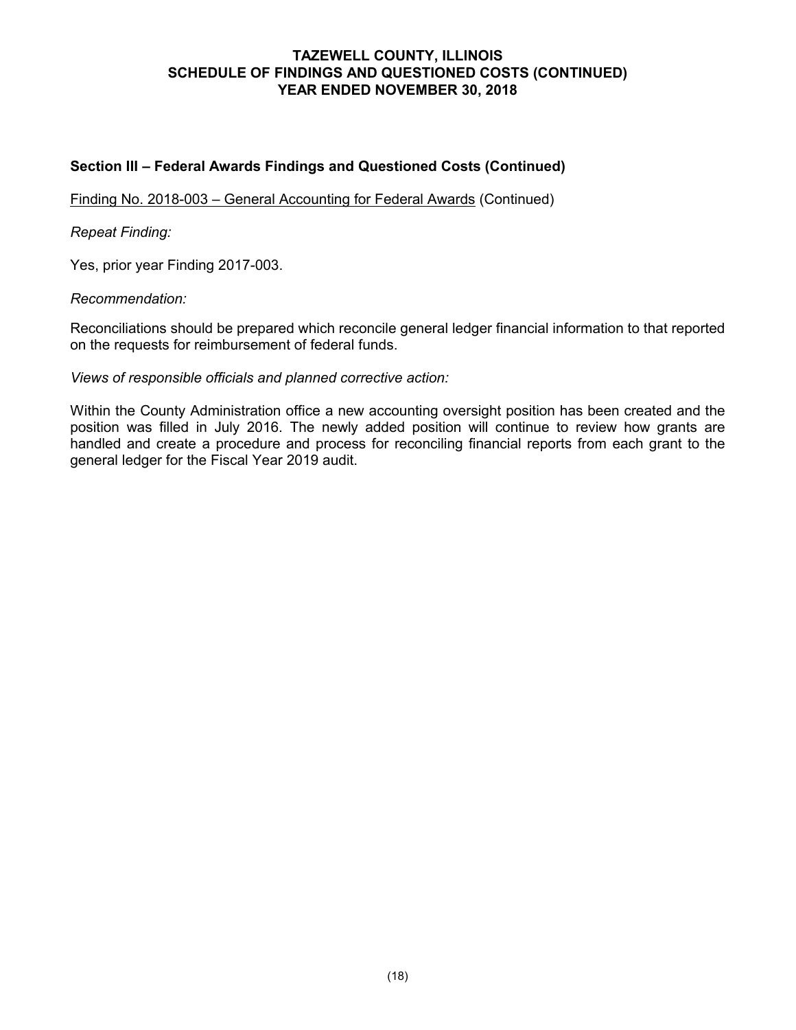## Section III – Federal Awards Findings and Questioned Costs (Continued)

Finding No. 2018-003 – General Accounting for Federal Awards (Continued)

*Repeat Finding:*

Yes, prior year Finding 2017-003.

*Recommendation:*

Reconciliations should be prepared which reconcile general ledger financial information to that reported on the requests for reimbursement of federal funds.

*Views of responsible officials and planned corrective action:*

Within the County Administration office a new accounting oversight position has been created and the position was filled in July 2016. The newly added position will continue to review how grants are handled and create a procedure and process for reconciling financial reports from each grant to the general ledger for the Fiscal Year 2019 audit.